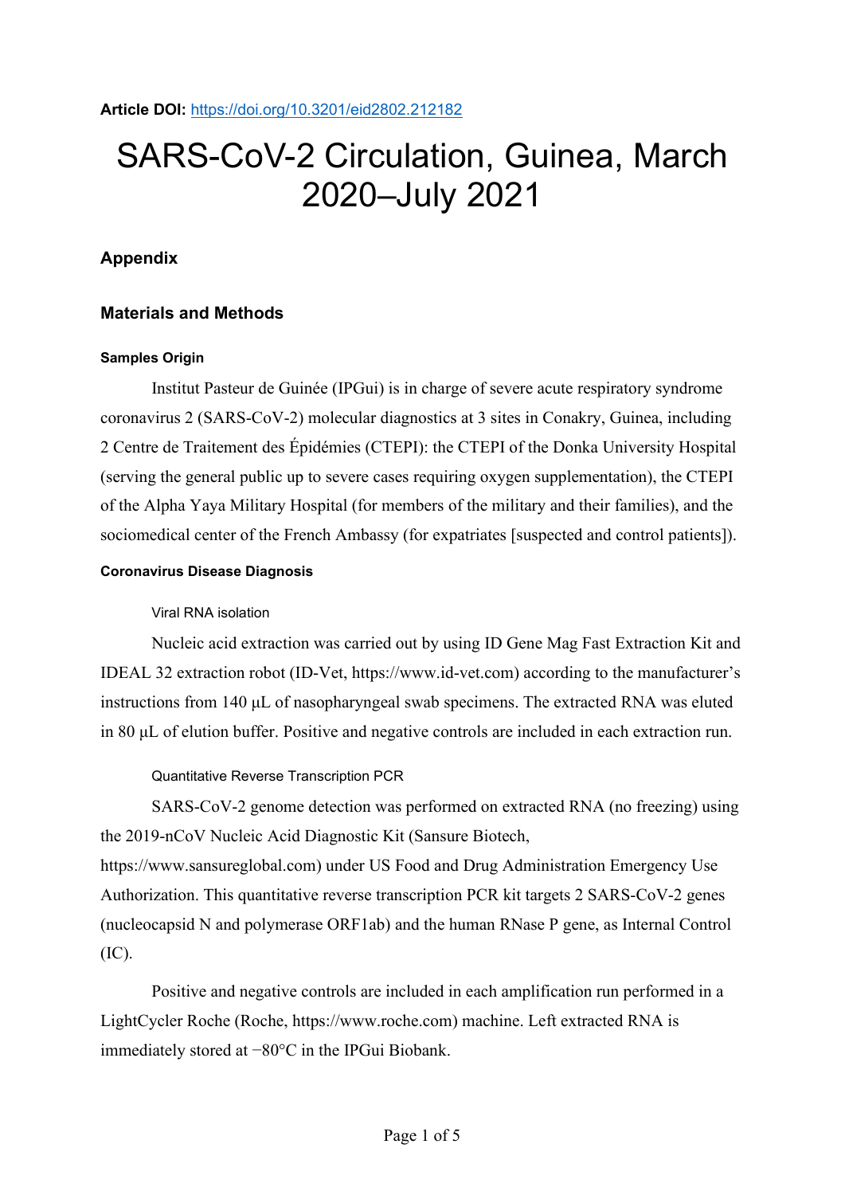**Article DOI:** https://doi.org/10.3201/eid2802.212182

# SARS-CoV-2 Circulation, Guinea, March 2020–July 2021

## Appendix

## Materials and Methods

#### Samples Origin

Institut Pasteur de Guinée (IPGui) is in charge of severe acute respiratory syndrome coronavirus 2 (SARS-CoV-2) molecular diagnostics at 3 sites in Conakry, Guinea, including 2 Centre de Traitement des Épidémies (CTEPI): the CTEPI of the Donka University Hospital (serving the general public up to severe cases requiring oxygen supplementation), the CTEPI of the Alpha Yaya Military Hospital (for members of the military and their families), and the sociomedical center of the French Ambassy (for expatriates [suspected and control patients]).

#### Coronavirus Disease Diagnosis

##### Viral RNA isolation

Nucleic acid extraction was carried out by using ID Gene Mag Fast Extraction Kit and IDEAL 32 extraction robot (ID-Vet, https://www.id-vet.com) according to the manufacturer's instructions from 140 µL of nasopharyngeal swab specimens. The extracted RNA was eluted in 80 µL of elution buffer. Positive and negative controls are included in each extraction run.

##### Quantitative Reverse Transcription PCR

SARS-CoV-2 genome detection was performed on extracted RNA (no freezing) using the 2019-nCoV Nucleic Acid Diagnostic Kit (Sansure Biotech, https://www.sansureglobal.com) under US Food and Drug Administration Emergency Use Authorization. This quantitative reverse transcription PCR kit targets 2 SARS-CoV-2 genes (nucleocapsid N and polymerase ORF1ab) and the human RNase P gene, as Internal Control (IC).

Positive and negative controls are included in each amplification run performed in a LightCycler Roche (Roche, https://www.roche.com) machine. Left extracted RNA is immediately stored at −80°C in the IPGui Biobank.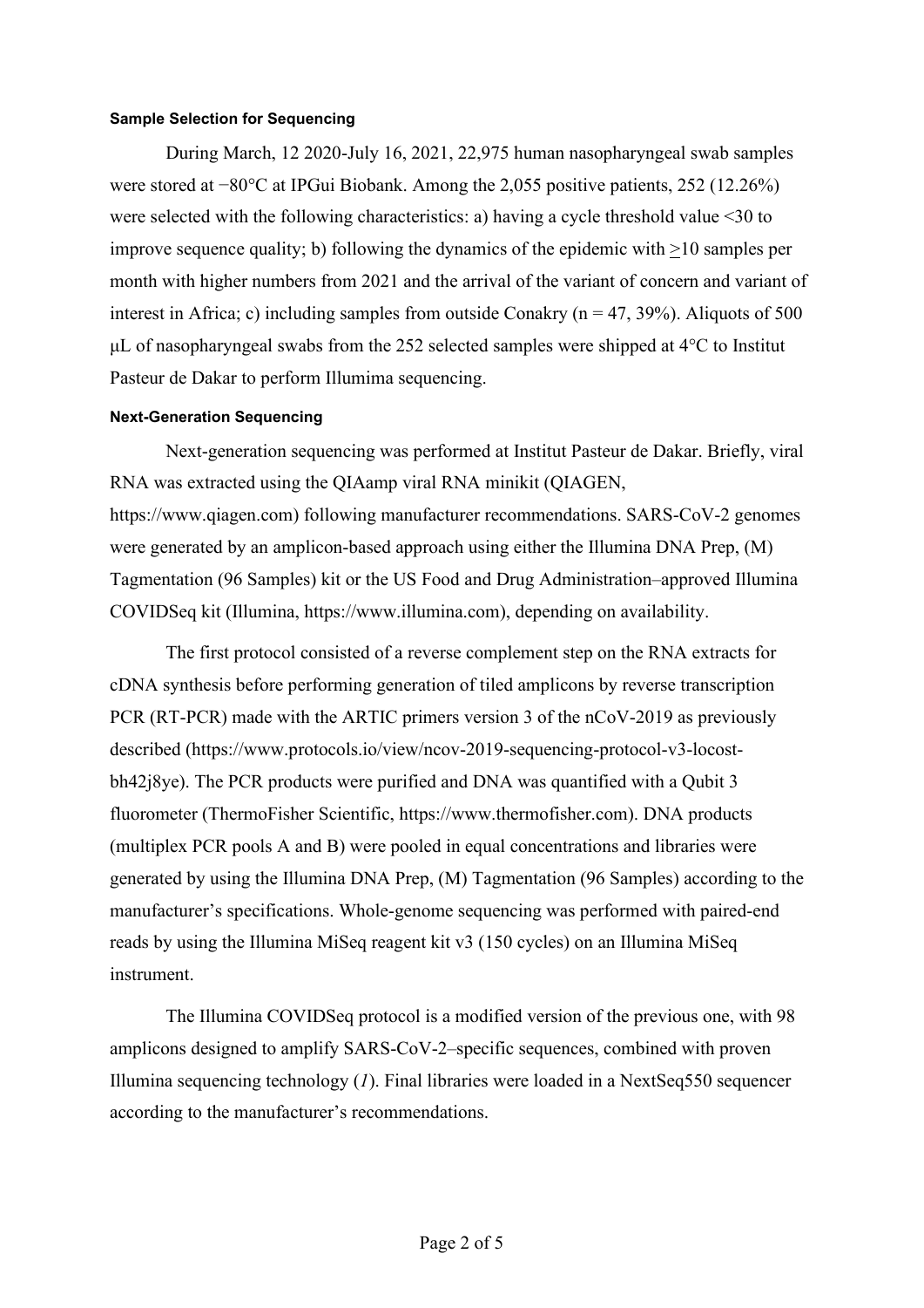### Sample Selection for Sequencing

During March, 12 2020-July 16, 2021, 22,975 human nasopharyngeal swab samples were stored at −80°C at IPGui Biobank. Among the 2,055 positive patients, 252 (12.26%) were selected with the following characteristics: a) having a cycle threshold value <30 to improve sequence quality; b) following the dynamics of the epidemic with ≥10 samples per month with higher numbers from 2021 and the arrival of the variant of concern and variant of interest in Africa; c) including samples from outside Conakry (n = 47, 39%). Aliquots of 500 μL of nasopharyngeal swabs from the 252 selected samples were shipped at 4°C to Institut Pasteur de Dakar to perform Illumima sequencing.

### Next-Generation Sequencing

Next-generation sequencing was performed at Institut Pasteur de Dakar. Briefly, viral RNA was extracted using the QIAamp viral RNA minikit (QIAGEN, https://www.qiagen.com) following manufacturer recommendations. SARS-CoV-2 genomes were generated by an amplicon-based approach using either the Illumina DNA Prep, (M) Tagmentation (96 Samples) kit or the US Food and Drug Administration–approved Illumina COVIDSeq kit (Illumina, https://www.illumina.com), depending on availability.

The first protocol consisted of a reverse complement step on the RNA extracts for cDNA synthesis before performing generation of tiled amplicons by reverse transcription PCR (RT-PCR) made with the ARTIC primers version 3 of the nCoV-2019 as previously described (https://www.protocols.io/view/ncov-2019-sequencing-protocol-v3-locost-bh42j8ye). The PCR products were purified and DNA was quantified with a Qubit 3 fluorometer (ThermoFisher Scientific, https://www.thermofisher.com). DNA products (multiplex PCR pools A and B) were pooled in equal concentrations and libraries were generated by using the Illumina DNA Prep, (M) Tagmentation (96 Samples) according to the manufacturer's specifications. Whole-genome sequencing was performed with paired-end reads by using the Illumina MiSeq reagent kit v3 (150 cycles) on an Illumina MiSeq instrument.

The Illumina COVIDSeq protocol is a modified version of the previous one, with 98 amplicons designed to amplify SARS-CoV-2–specific sequences, combined with proven Illumina sequencing technology (*1*). Final libraries were loaded in a NextSeq550 sequencer according to the manufacturer's recommendations.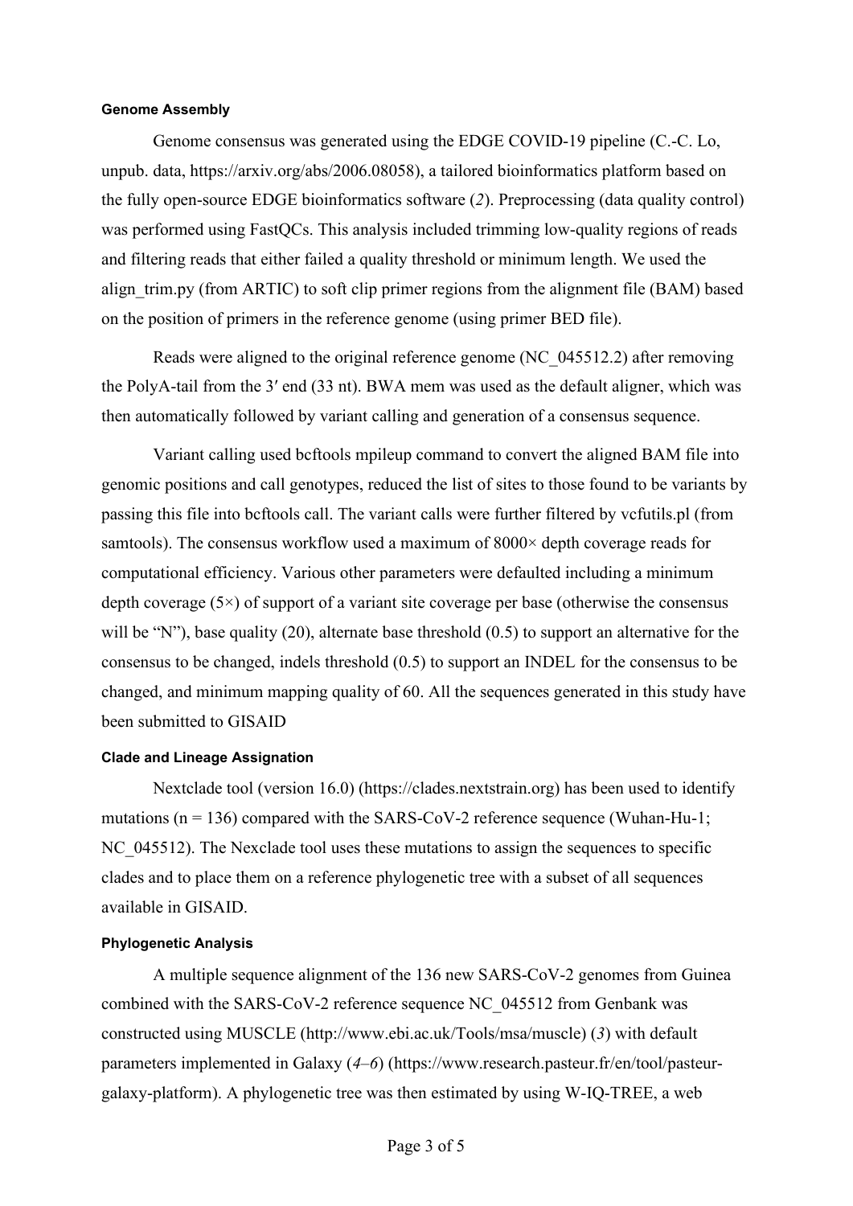#### Genome Assembly

Genome consensus was generated using the EDGE COVID-19 pipeline (C.-C. Lo, unpub. data, https://arxiv.org/abs/2006.08058), a tailored bioinformatics platform based on the fully open-source EDGE bioinformatics software (*2*). Preprocessing (data quality control) was performed using FastQCs. This analysis included trimming low-quality regions of reads and filtering reads that either failed a quality threshold or minimum length. We used the align_trim.py (from ARTIC) to soft clip primer regions from the alignment file (BAM) based on the position of primers in the reference genome (using primer BED file).

Reads were aligned to the original reference genome (NC_045512.2) after removing the PolyA-tail from the 3′ end (33 nt). BWA mem was used as the default aligner, which was then automatically followed by variant calling and generation of a consensus sequence.

Variant calling used bcftools mpileup command to convert the aligned BAM file into genomic positions and call genotypes, reduced the list of sites to those found to be variants by passing this file into bcftools call. The variant calls were further filtered by vcfutils.pl (from samtools). The consensus workflow used a maximum of 8000× depth coverage reads for computational efficiency. Various other parameters were defaulted including a minimum depth coverage (5×) of support of a variant site coverage per base (otherwise the consensus will be "N"), base quality (20), alternate base threshold (0.5) to support an alternative for the consensus to be changed, indels threshold (0.5) to support an INDEL for the consensus to be changed, and minimum mapping quality of 60. All the sequences generated in this study have been submitted to GISAID

#### Clade and Lineage Assignation

Nextclade tool (version 16.0) (https://clades.nextstrain.org) has been used to identify mutations (n = 136) compared with the SARS-CoV-2 reference sequence (Wuhan-Hu-1; NC_045512). The Nexclade tool uses these mutations to assign the sequences to specific clades and to place them on a reference phylogenetic tree with a subset of all sequences available in GISAID.

#### Phylogenetic Analysis

A multiple sequence alignment of the 136 new SARS-CoV-2 genomes from Guinea combined with the SARS-CoV-2 reference sequence NC_045512 from Genbank was constructed using MUSCLE (http://www.ebi.ac.uk/Tools/msa/muscle) (*3*) with default parameters implemented in Galaxy (*4*–*6*) (https://www.research.pasteur.fr/en/tool/pasteur-galaxy-platform). A phylogenetic tree was then estimated by using W-IQ-TREE, a web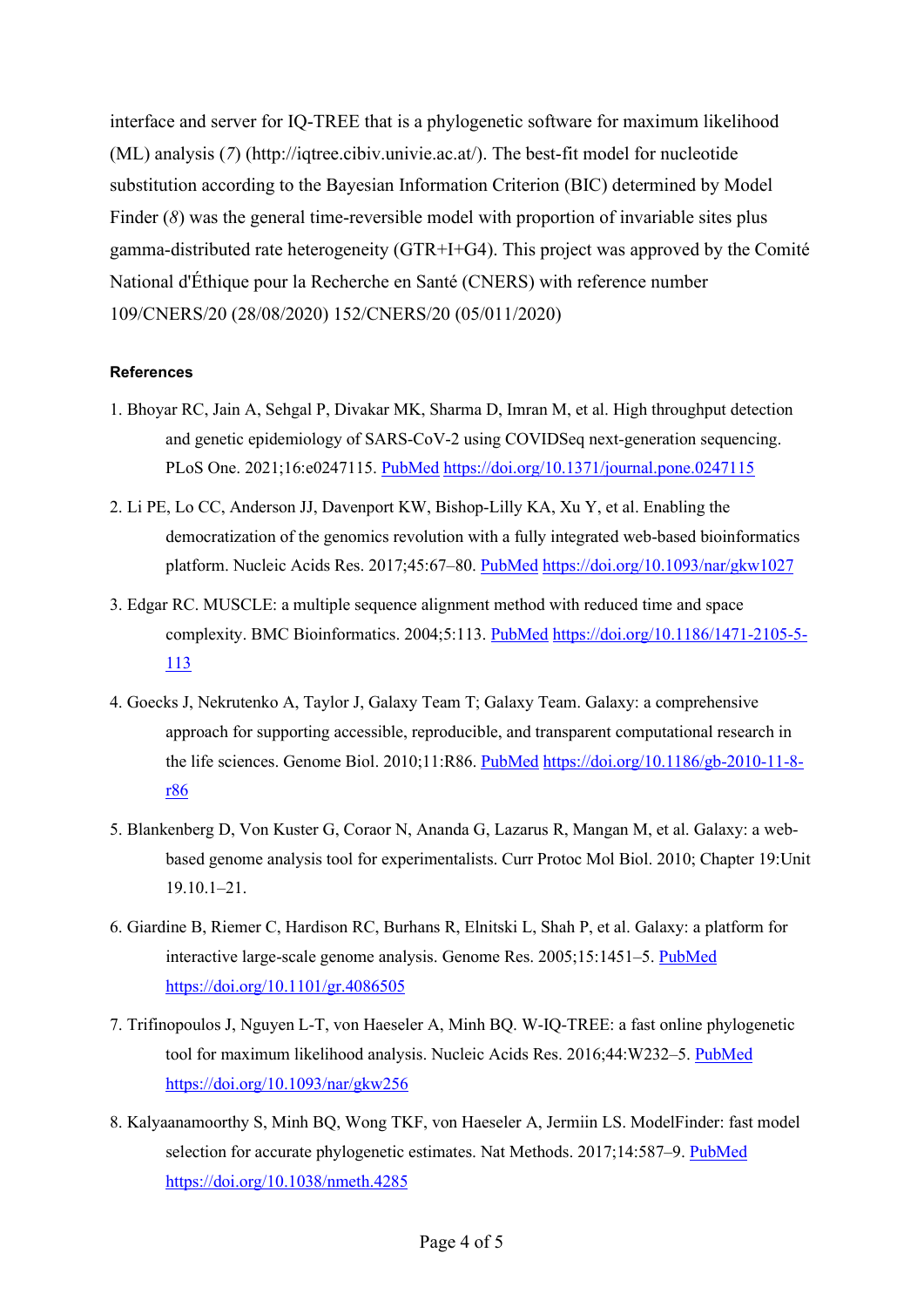interface and server for IQ-TREE that is a phylogenetic software for maximum likelihood (ML) analysis (*7*) (http://iqtree.cibiv.univie.ac.at/). The best-fit model for nucleotide substitution according to the Bayesian Information Criterion (BIC) determined by Model Finder (*8*) was the general time-reversible model with proportion of invariable sites plus gamma-distributed rate heterogeneity (GTR+I+G4). This project was approved by the Comité National d'Éthique pour la Recherche en Santé (CNERS) with reference number 109/CNERS/20 (28/08/2020) 152/CNERS/20 (05/011/2020)

**References**

1. Bhoyar RC, Jain A, Sehgal P, Divakar MK, Sharma D, Imran M, et al. High throughput detection and genetic epidemiology of SARS-CoV-2 using COVIDSeq next-generation sequencing. PLoS One. 2021;16:e0247115. PubMed https://doi.org/10.1371/journal.pone.0247115
2. Li PE, Lo CC, Anderson JJ, Davenport KW, Bishop-Lilly KA, Xu Y, et al. Enabling the democratization of the genomics revolution with a fully integrated web-based bioinformatics platform. Nucleic Acids Res. 2017;45:67–80. PubMed https://doi.org/10.1093/nar/gkw1027
3. Edgar RC. MUSCLE: a multiple sequence alignment method with reduced time and space complexity. BMC Bioinformatics. 2004;5:113. PubMed https://doi.org/10.1186/1471-2105-5-113
4. Goecks J, Nekrutenko A, Taylor J, Galaxy Team T; Galaxy Team. Galaxy: a comprehensive approach for supporting accessible, reproducible, and transparent computational research in the life sciences. Genome Biol. 2010;11:R86. PubMed https://doi.org/10.1186/gb-2010-11-8-r86
5. Blankenberg D, Von Kuster G, Coraor N, Ananda G, Lazarus R, Mangan M, et al. Galaxy: a web-based genome analysis tool for experimentalists. Curr Protoc Mol Biol. 2010; Chapter 19:Unit 19.10.1–21.
6. Giardine B, Riemer C, Hardison RC, Burhans R, Elnitski L, Shah P, et al. Galaxy: a platform for interactive large-scale genome analysis. Genome Res. 2005;15:1451–5. PubMed https://doi.org/10.1101/gr.4086505
7. Trifinopoulos J, Nguyen L-T, von Haeseler A, Minh BQ. W-IQ-TREE: a fast online phylogenetic tool for maximum likelihood analysis. Nucleic Acids Res. 2016;44:W232–5. PubMed https://doi.org/10.1093/nar/gkw256
8. Kalyaanamoorthy S, Minh BQ, Wong TKF, von Haeseler A, Jermiin LS. ModelFinder: fast model selection for accurate phylogenetic estimates. Nat Methods. 2017;14:587–9. PubMed https://doi.org/10.1038/nmeth.4285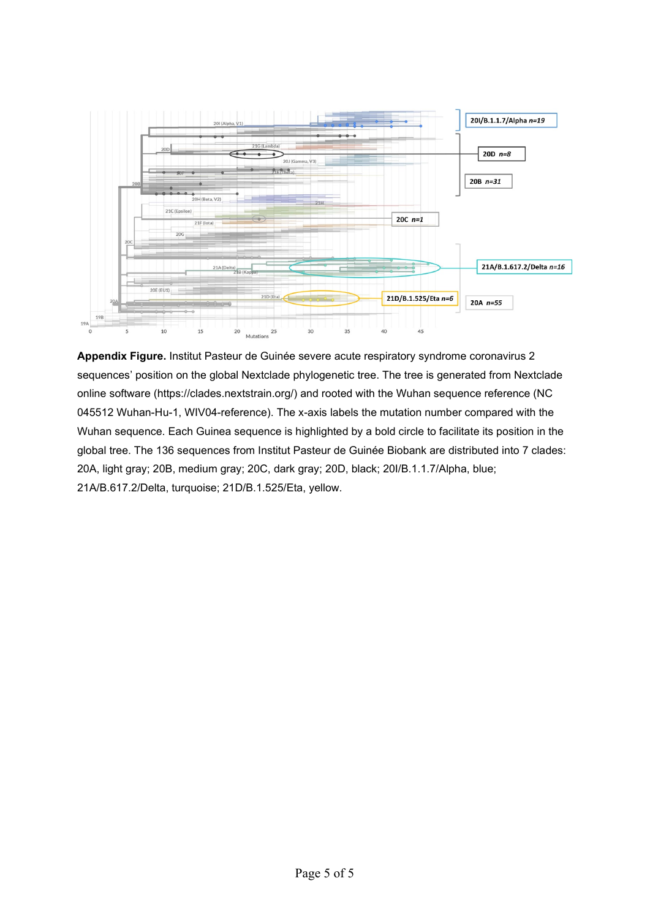201/B.1.1.7/Alpha n=19

20D n=8

20B n=31

20C n=1

21A/B.1.617.2/Delta n=16

21D/B.1.525/Eta n=6

20A n=55

20I (Alpha, V1)
20D
21G (Lambda)
20J (Gamma, V3)
20F
21E (Theta)
20B
20H (Beta, V2)
21H
21C (Epsilon)
21F (Iota)
20G
20C
21A (Delta)
21B (Kappa)
20E (EU1)
21D (Eta)
20A
19B
19A

0 5 10 15 20 25 30 35 40 45

Mutations

**Appendix Figure.** Institut Pasteur de Guinée severe acute respiratory syndrome coronavirus 2 sequences' position on the global Nextclade phylogenetic tree. The tree is generated from Nextclade online software (https://clades.nextstrain.org/) and rooted with the Wuhan sequence reference (NC 045512 Wuhan-Hu-1, WIV04-reference). The x-axis labels the mutation number compared with the Wuhan sequence. Each Guinea sequence is highlighted by a bold circle to facilitate its position in the global tree. The 136 sequences from Institut Pasteur de Guinée Biobank are distributed into 7 clades: 20A, light gray; 20B, medium gray; 20C, dark gray; 20D, black; 20I/B.1.1.7/Alpha, blue; 21A/B.617.2/Delta, turquoise; 21D/B.1.525/Eta, yellow.